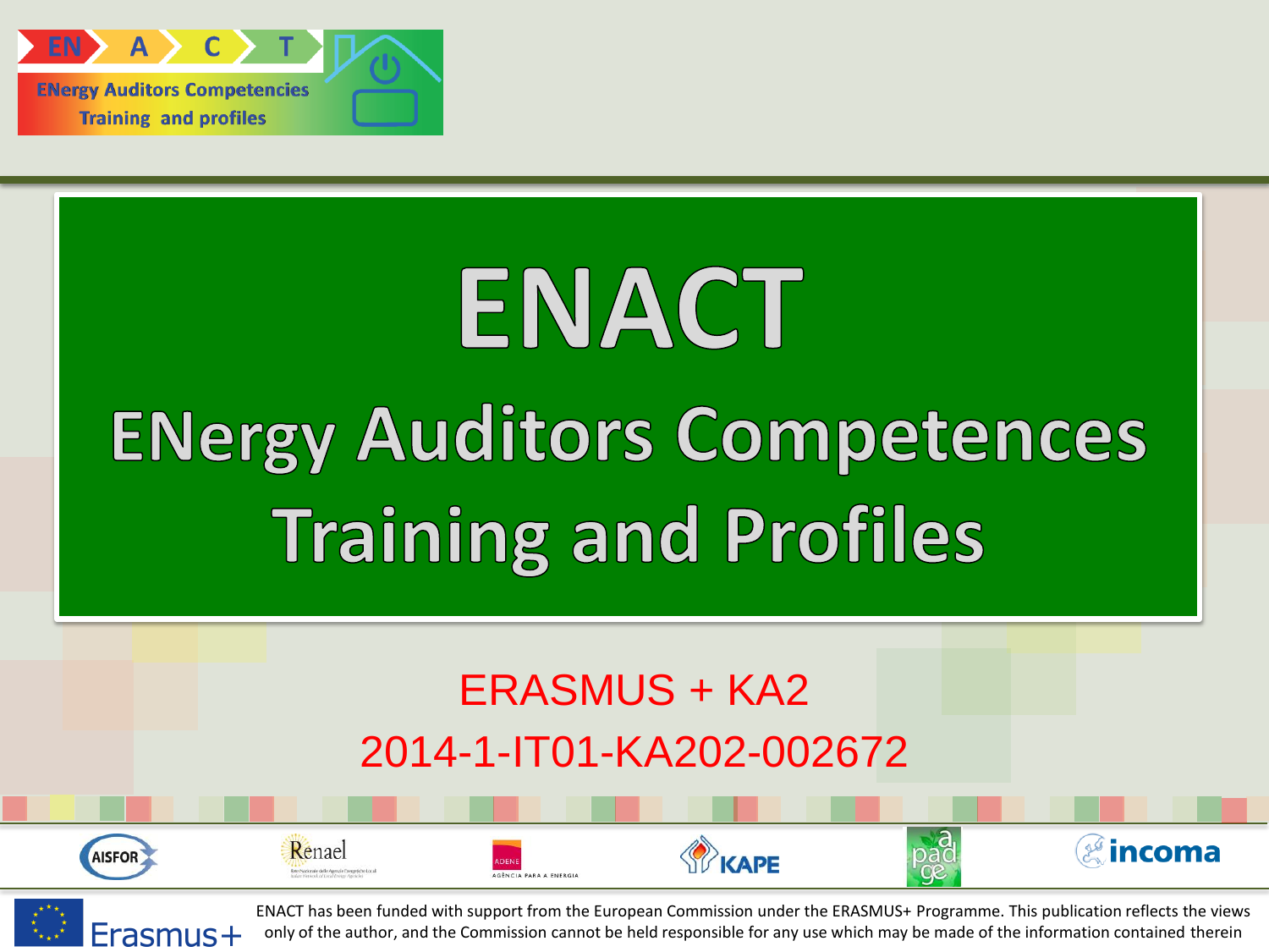# ENACT

## ENergy Auditors Competences Training and Profiles

ERASMUS + KA2

2014-1-IT01-KA202-002672

ENACT has been funded with support from the European Commission under the ERASMUS+ Programme. This publication reflects the views only of the author, and the Commission cannot be held responsible for any use which may be made of the information contained therein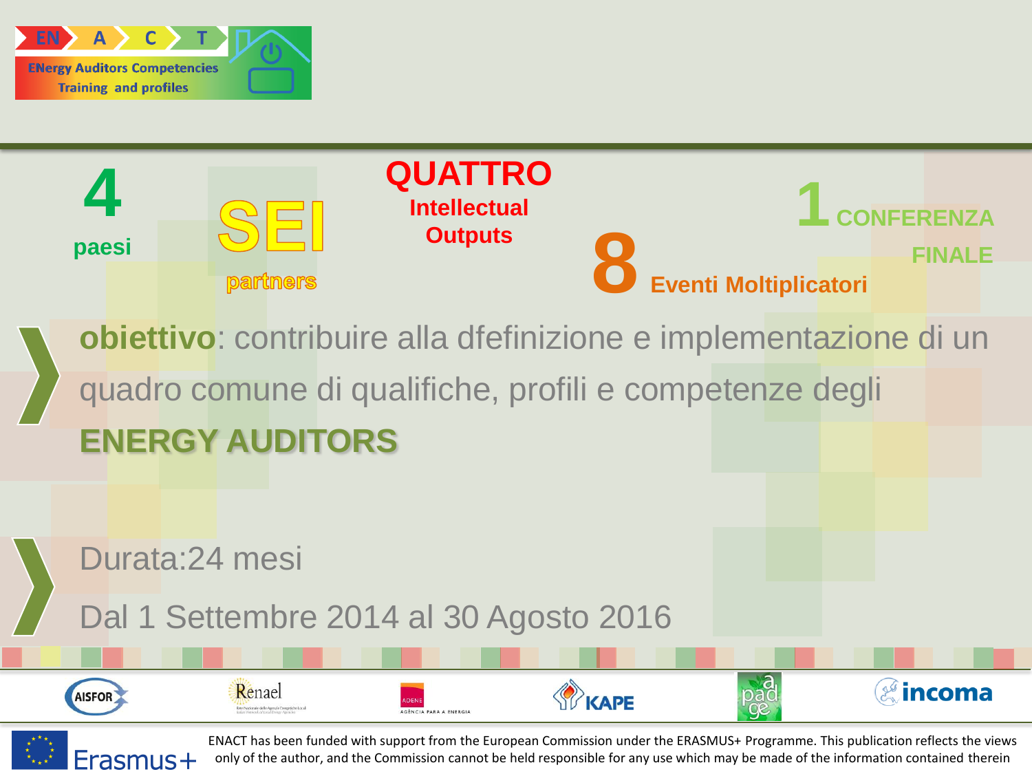**EN A C T**

**ENergy Auditors Competencies Training and profiles**

**4** paesi

**SEI** partners

**QUATTRO** Intellectual Outputs

**8** Eventi Moltiplicatori

**1** CONFERENZA FINALE

**obiettivo**: contribuire alla dfefinizione e implementazione di un quadro comune di qualifiche, profili e competenze degli **ENERGY AUDITORS**

Durata:24 mesi

Dal 1 Settembre 2014 al 30 Agosto 2016

AISFOR | Renael | ADENE | KAPE | apadge | incoma

Erasmus+

ENACT has been funded with support from the European Commission under the ERASMUS+ Programme. This publication reflects the views only of the author, and the Commission cannot be held responsible for any use which may be made of the information contained therein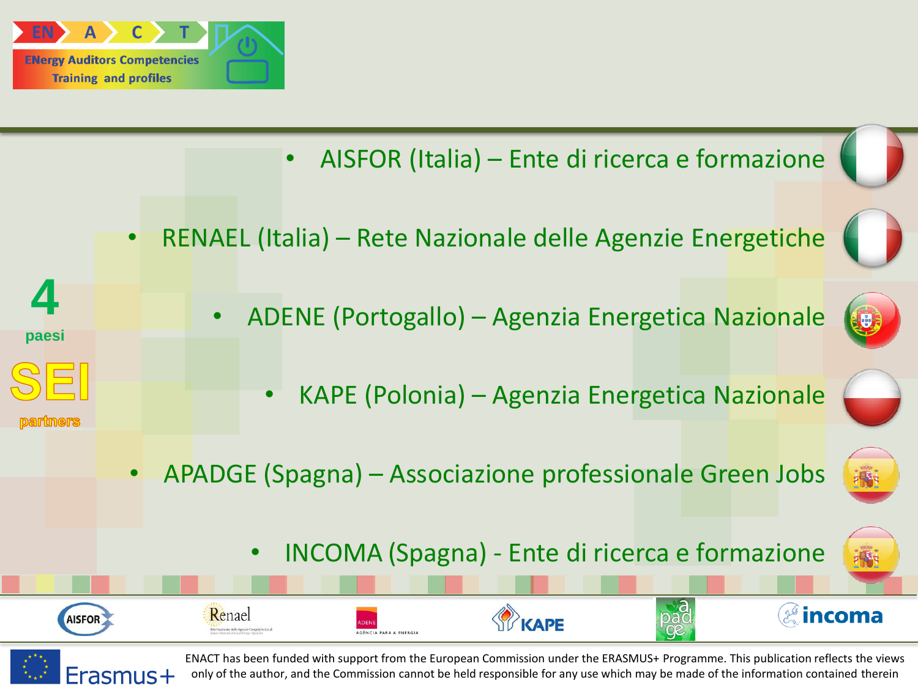**4** paesi

**SEI** partners

- AISFOR (Italia) – Ente di ricerca e formazione
- RENAEL (Italia) – Rete Nazionale delle Agenzie Energetiche
- ADENE (Portogallo) – Agenzia Energetica Nazionale
- KAPE (Polonia) – Agenzia Energetica Nazionale
- APADGE (Spagna) – Associazione professionale Green Jobs
- INCOMA (Spagna) - Ente di ricerca e formazione

ENACT has been funded with support from the European Commission under the ERASMUS+ Programme. This publication reflects the views only of the author, and the Commission cannot be held responsible for any use which may be made of the information contained therein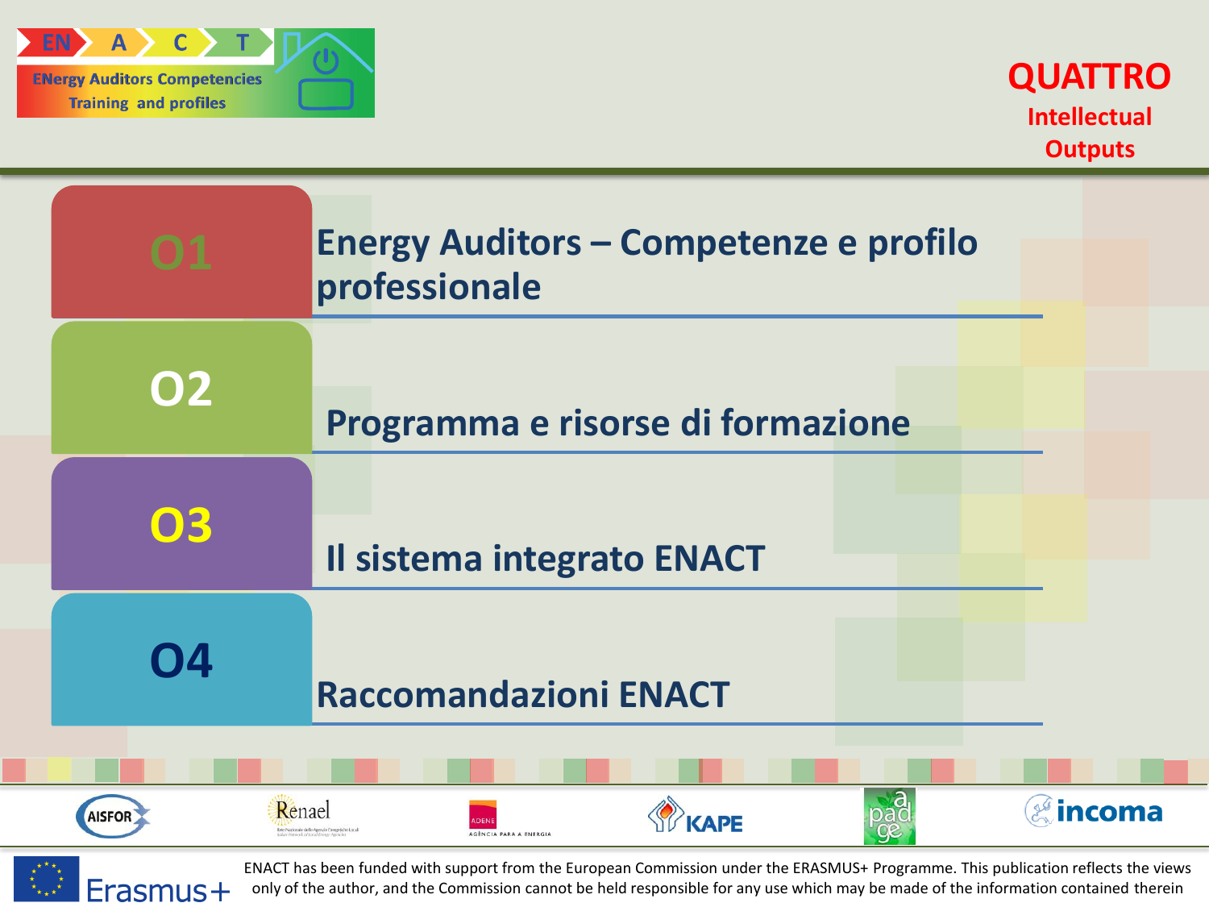ENACT – ENergy Auditors Competencies Training and profiles

# QUATTRO Intellectual Outputs

**O1** Energy Auditors – Competenze e profilo professionale

**O2** Programma e risorse di formazione

**O3** Il sistema integrato ENACT

**O4** Raccomandazioni ENACT

AISFOR · Renael · ADENE · KAPE · apadge · incoma

Erasmus+

ENACT has been funded with support from the European Commission under the ERASMUS+ Programme. This publication reflects the views only of the author, and the Commission cannot be held responsible for any use which may be made of the information contained therein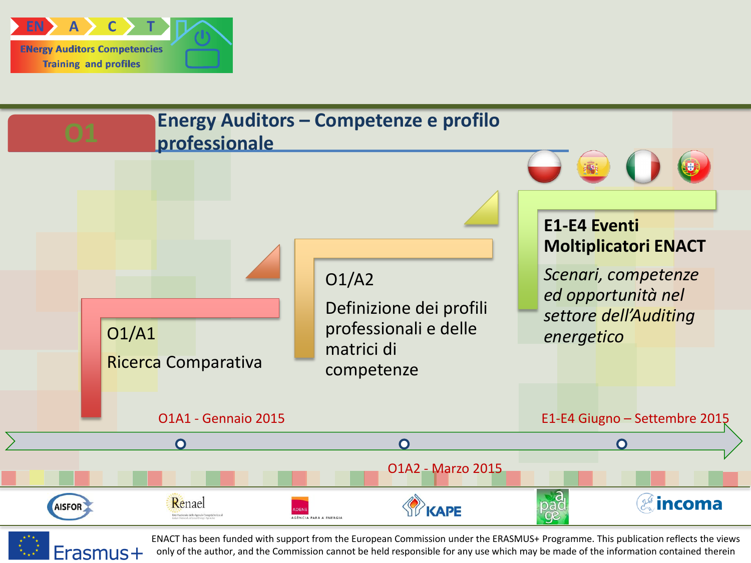# O1 Energy Auditors – Competenze e profilo professionale

**O1/A1**

Ricerca Comparativa

**O1/A2**

Definizione dei profili professionali e delle matrici di competenze

**E1-E4 Eventi Moltiplicatori ENACT**

*Scenari, competenze ed opportunità nel settore dell'Auditing energetico*

- O1A1 - Gennaio 2015
- O1A2 - Marzo 2015
- E1-E4 Giugno – Settembre 2015

ENACT has been funded with support from the European Commission under the ERASMUS+ Programme. This publication reflects the views only of the author, and the Commission cannot be held responsible for any use which may be made of the information contained therein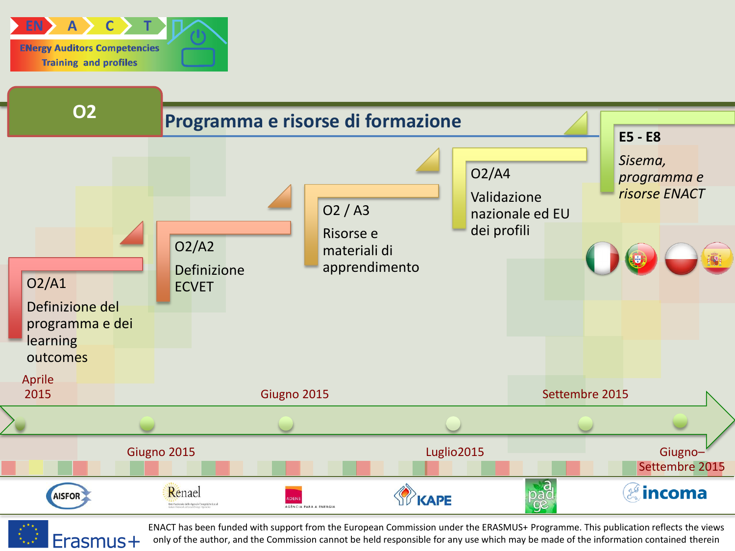# O2 Programma e risorse di formazione

ENergy Auditors Competencies Training and profiles

**O2/A1** — Definizione del programma e dei learning outcomes

**O2/A2** — Definizione ECVET

**O2 / A3** — Risorse e materiali di apprendimento

**O2/A4** — Validazione nazionale ed EU dei profili

**E5 - E8** — *Sisema, programma e risorse ENACT*

- Aprile 2015
- Giugno 2015
- Giugno 2015
- Luglio2015
- Settembre 2015
- Giugno–Settembre 2015

AISFOR · Renael · ADENE · KAPE · apadge · incoma

Erasmus+

ENACT has been funded with support from the European Commission under the ERASMUS+ Programme. This publication reflects the views only of the author, and the Commission cannot be held responsible for any use which may be made of the information contained therein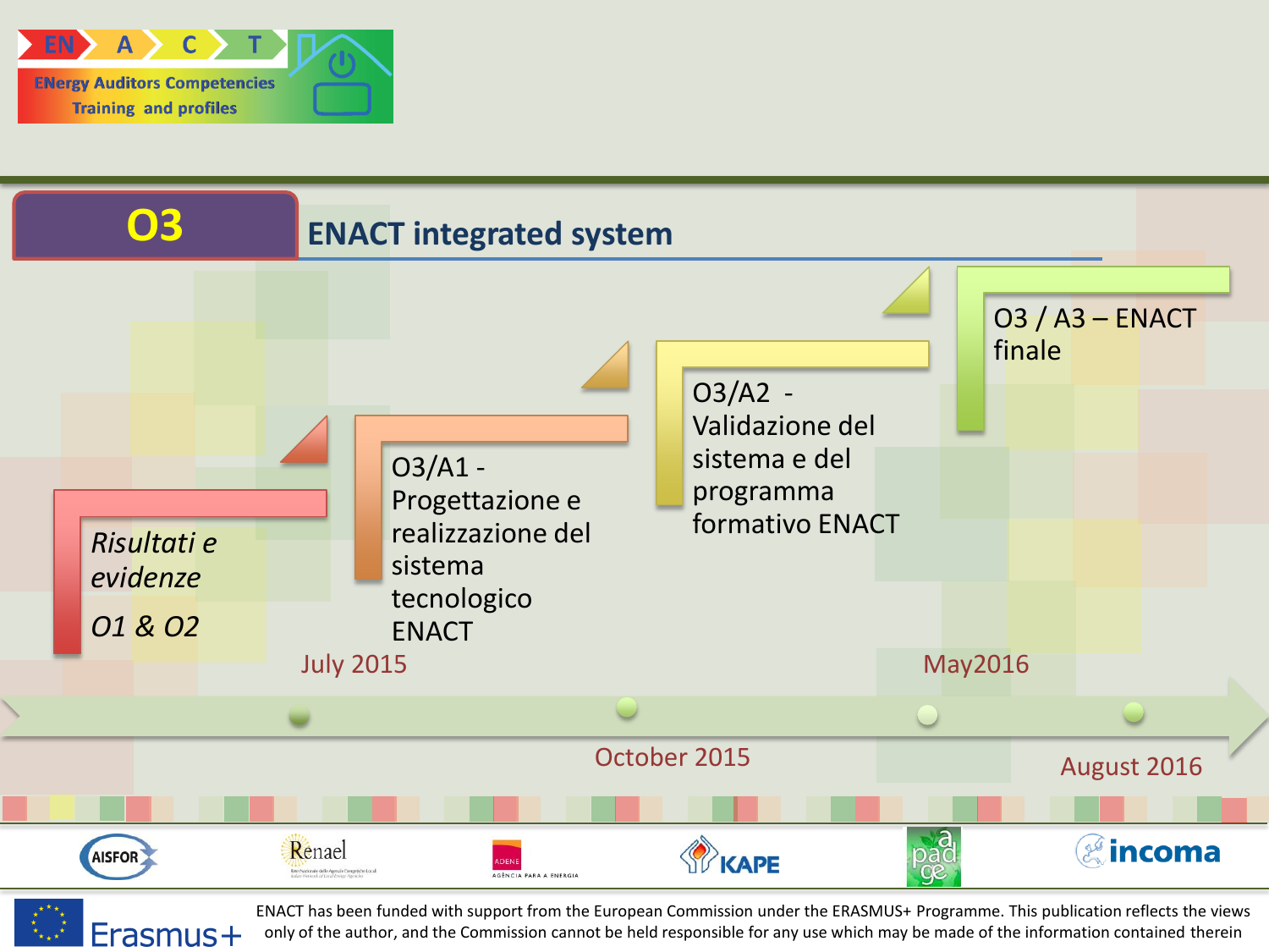ENACT – ENergy Auditors Competencies Training and profiles

# O3 ENACT integrated system

- *Risultati e evidenze*
  *O1 & O2*
- O3/A1 - Progettazione e realizzazione del sistema tecnologico ENACT
- O3/A2 - Validazione del sistema e del programma formativo ENACT
- O3 / A3 – ENACT finale

July 2015 — October 2015 — May2016 — August 2016

AISFOR · Renael · ADENE · KAPE · apadge · incoma

Erasmus+

ENACT has been funded with support from the European Commission under the ERASMUS+ Programme. This publication reflects the views only of the author, and the Commission cannot be held responsible for any use which may be made of the information contained therein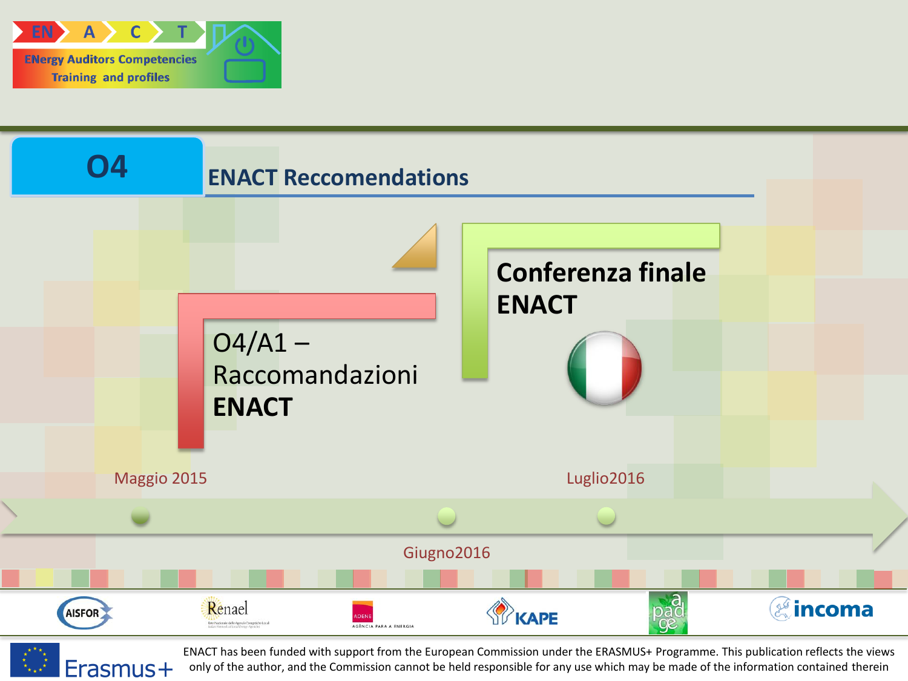# O4 ENACT Reccomendations

**O4/A1 – Raccomandazioni ENACT**

**Conferenza finale ENACT**

Maggio 2015

Giugno2016

Luglio2016

ENACT has been funded with support from the European Commission under the ERASMUS+ Programme. This publication reflects the views only of the author, and the Commission cannot be held responsible for any use which may be made of the information contained therein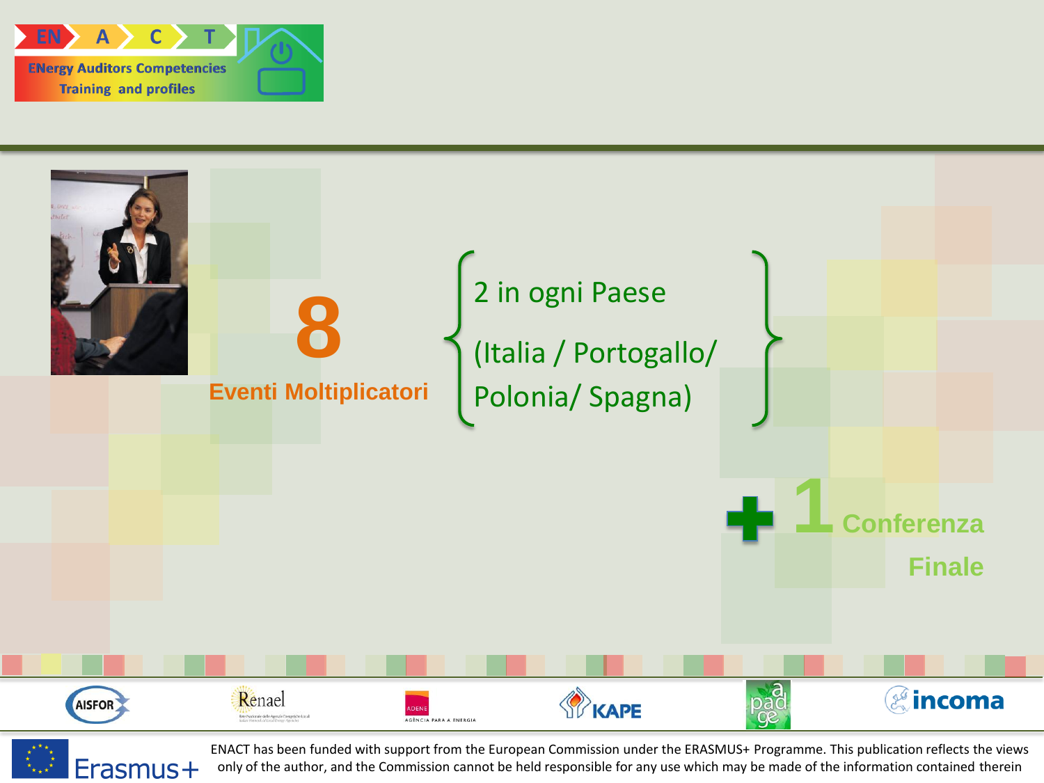**8**

**Eventi Moltiplicatori**

2 in ogni Paese

(Italia / Portogallo/ Polonia/ Spagna)

**+ 1 Conferenza Finale**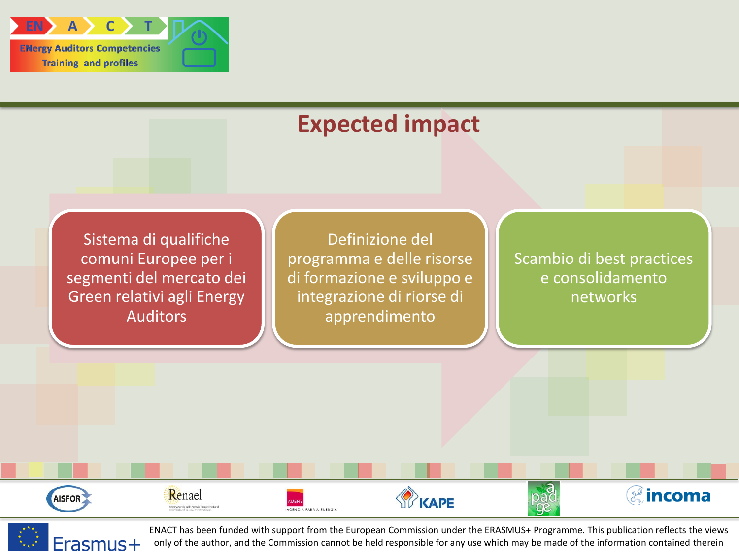# Expected impact

- Sistema di qualifiche comuni Europee per i segmenti del mercato dei Green relativi agli Energy Auditors
- Definizione del programma e delle risorse di formazione e sviluppo e integrazione di riorse di apprendimento
- Scambio di best practices e consolidamento networks

ENACT has been funded with support from the European Commission under the ERASMUS+ Programme. This publication reflects the views only of the author, and the Commission cannot be held responsible for any use which may be made of the information contained therein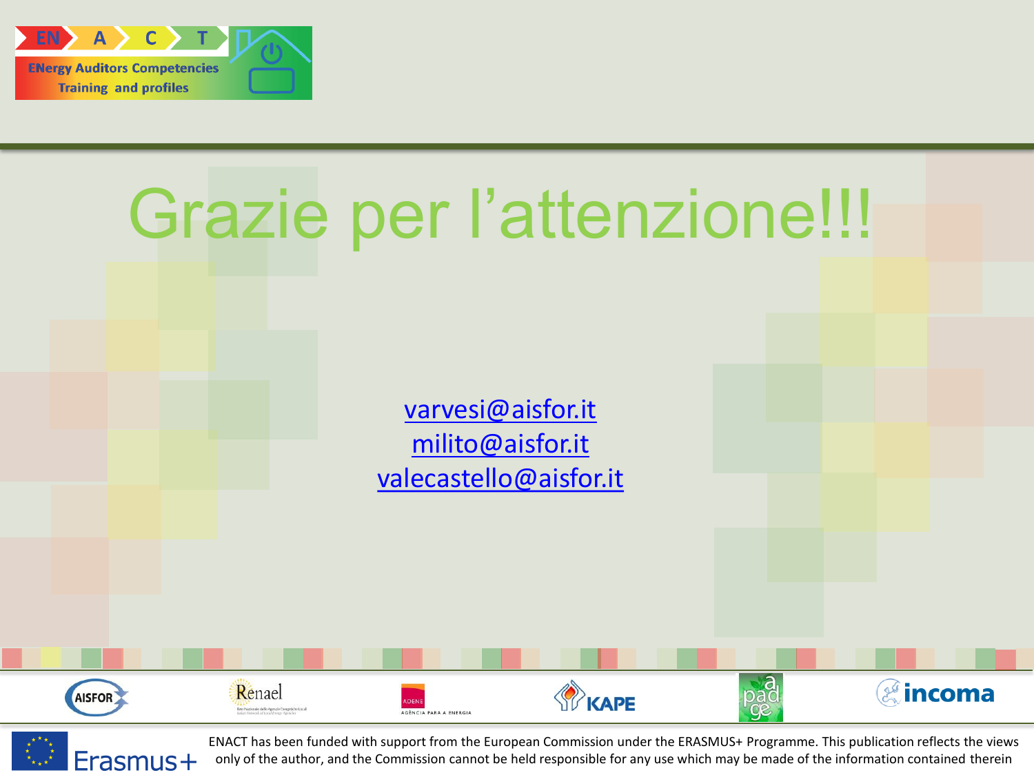# Grazie per l'attenzione!!!

varvesi@aisfor.it
milito@aisfor.it
valecastello@aisfor.it

ENACT has been funded with support from the European Commission under the ERASMUS+ Programme. This publication reflects the views only of the author, and the Commission cannot be held responsible for any use which may be made of the information contained therein